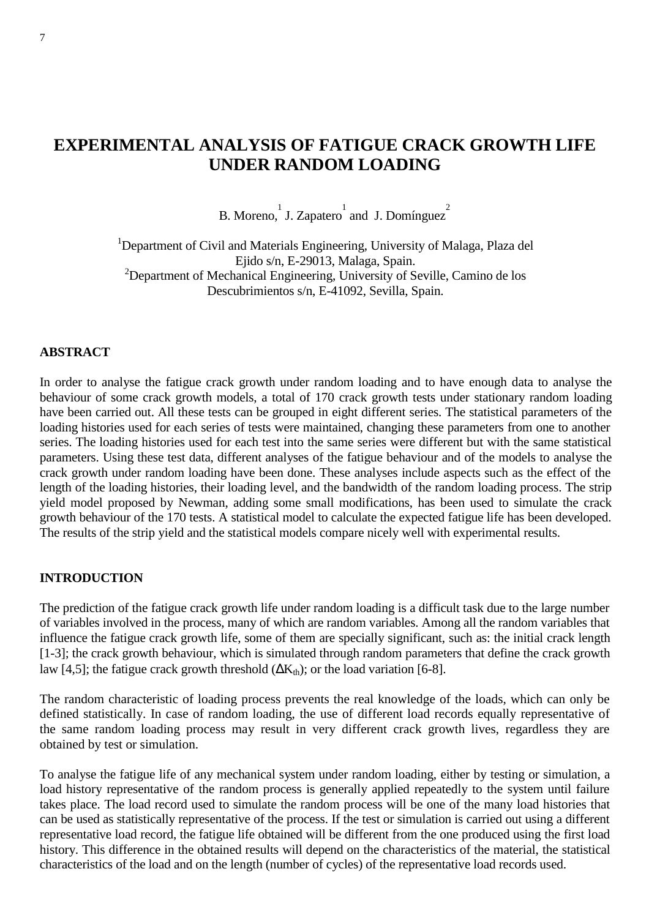# EXPERIMENTAL ANALYSIS OF FATIGUE CRACK GROWTH LIFE UNDER RANDOM LOADING

B. Moreno,[1] J. Zapatero[1] and J. Domínguez[2]

[1]Department of Civil and Materials Engineering, University of Malaga, Plaza del Ejido s/n, E-29013, Malaga, Spain.
[2]Department of Mechanical Engineering, University of Seville, Camino de los Descubrimientos s/n, E-41092, Sevilla, Spain.

## ABSTRACT

In order to analyse the fatigue crack growth under random loading and to have enough data to analyse the behaviour of some crack growth models, a total of 170 crack growth tests under stationary random loading have been carried out. All these tests can be grouped in eight different series. The statistical parameters of the loading histories used for each series of tests were maintained, changing these parameters from one to another series. The loading histories used for each test into the same series were different but with the same statistical parameters. Using these test data, different analyses of the fatigue behaviour and of the models to analyse the crack growth under random loading have been done. These analyses include aspects such as the effect of the length of the loading histories, their loading level, and the bandwidth of the random loading process. The strip yield model proposed by Newman, adding some small modifications, has been used to simulate the crack growth behaviour of the 170 tests. A statistical model to calculate the expected fatigue life has been developed. The results of the strip yield and the statistical models compare nicely well with experimental results.

## INTRODUCTION

The prediction of the fatigue crack growth life under random loading is a difficult task due to the large number of variables involved in the process, many of which are random variables. Among all the random variables that influence the fatigue crack growth life, some of them are specially significant, such as: the initial crack length [1-3]; the crack growth behaviour, which is simulated through random parameters that define the crack growth law [4,5]; the fatigue crack growth threshold ($\Delta K_{th}$); or the load variation [6-8].

The random characteristic of loading process prevents the real knowledge of the loads, which can only be defined statistically. In case of random loading, the use of different load records equally representative of the same random loading process may result in very different crack growth lives, regardless they are obtained by test or simulation.

To analyse the fatigue life of any mechanical system under random loading, either by testing or simulation, a load history representative of the random process is generally applied repeatedly to the system until failure takes place. The load record used to simulate the random process will be one of the many load histories that can be used as statistically representative of the process. If the test or simulation is carried out using a different representative load record, the fatigue life obtained will be different from the one produced using the first load history. This difference in the obtained results will depend on the characteristics of the material, the statistical characteristics of the load and on the length (number of cycles) of the representative load records used.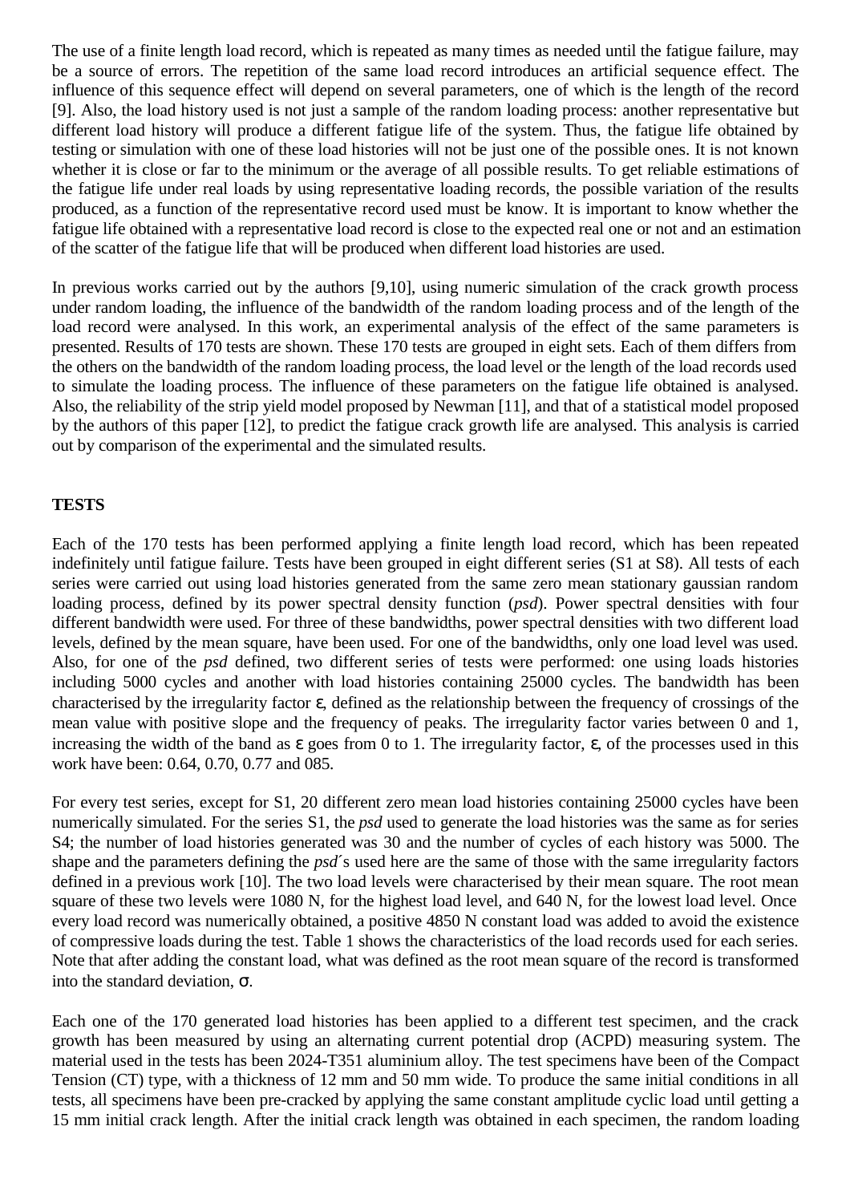The use of a finite length load record, which is repeated as many times as needed until the fatigue failure, may be a source of errors. The repetition of the same load record introduces an artificial sequence effect. The influence of this sequence effect will depend on several parameters, one of which is the length of the record [9]. Also, the load history used is not just a sample of the random loading process: another representative but different load history will produce a different fatigue life of the system. Thus, the fatigue life obtained by testing or simulation with one of these load histories will not be just one of the possible ones. It is not known whether it is close or far to the minimum or the average of all possible results. To get reliable estimations of the fatigue life under real loads by using representative loading records, the possible variation of the results produced, as a function of the representative record used must be know. It is important to know whether the fatigue life obtained with a representative load record is close to the expected real one or not and an estimation of the scatter of the fatigue life that will be produced when different load histories are used.

In previous works carried out by the authors [9,10], using numeric simulation of the crack growth process under random loading, the influence of the bandwidth of the random loading process and of the length of the load record were analysed. In this work, an experimental analysis of the effect of the same parameters is presented. Results of 170 tests are shown. These 170 tests are grouped in eight sets. Each of them differs from the others on the bandwidth of the random loading process, the load level or the length of the load records used to simulate the loading process. The influence of these parameters on the fatigue life obtained is analysed. Also, the reliability of the strip yield model proposed by Newman [11], and that of a statistical model proposed by the authors of this paper [12], to predict the fatigue crack growth life are analysed. This analysis is carried out by comparison of the experimental and the simulated results.

## TESTS

Each of the 170 tests has been performed applying a finite length load record, which has been repeated indefinitely until fatigue failure. Tests have been grouped in eight different series (S1 at S8). All tests of each series were carried out using load histories generated from the same zero mean stationary gaussian random loading process, defined by its power spectral density function (*psd*). Power spectral densities with four different bandwidth were used. For three of these bandwidths, power spectral densities with two different load levels, defined by the mean square, have been used. For one of the bandwidths, only one load level was used. Also, for one of the *psd* defined, two different series of tests were performed: one using loads histories including 5000 cycles and another with load histories containing 25000 cycles. The bandwidth has been characterised by the irregularity factor $\varepsilon$, defined as the relationship between the frequency of crossings of the mean value with positive slope and the frequency of peaks. The irregularity factor varies between 0 and 1, increasing the width of the band as $\varepsilon$ goes from 0 to 1. The irregularity factor, $\varepsilon$, of the processes used in this work have been: 0.64, 0.70, 0.77 and 085.

For every test series, except for S1, 20 different zero mean load histories containing 25000 cycles have been numerically simulated. For the series S1, the *psd* used to generate the load histories was the same as for series S4; the number of load histories generated was 30 and the number of cycles of each history was 5000. The shape and the parameters defining the *psd*´s used here are the same of those with the same irregularity factors defined in a previous work [10]. The two load levels were characterised by their mean square. The root mean square of these two levels were 1080 N, for the highest load level, and 640 N, for the lowest load level. Once every load record was numerically obtained, a positive 4850 N constant load was added to avoid the existence of compressive loads during the test. Table 1 shows the characteristics of the load records used for each series. Note that after adding the constant load, what was defined as the root mean square of the record is transformed into the standard deviation, $\sigma$.

Each one of the 170 generated load histories has been applied to a different test specimen, and the crack growth has been measured by using an alternating current potential drop (ACPD) measuring system. The material used in the tests has been 2024-T351 aluminium alloy. The test specimens have been of the Compact Tension (CT) type, with a thickness of 12 mm and 50 mm wide. To produce the same initial conditions in all tests, all specimens have been pre-cracked by applying the same constant amplitude cyclic load until getting a 15 mm initial crack length. After the initial crack length was obtained in each specimen, the random loading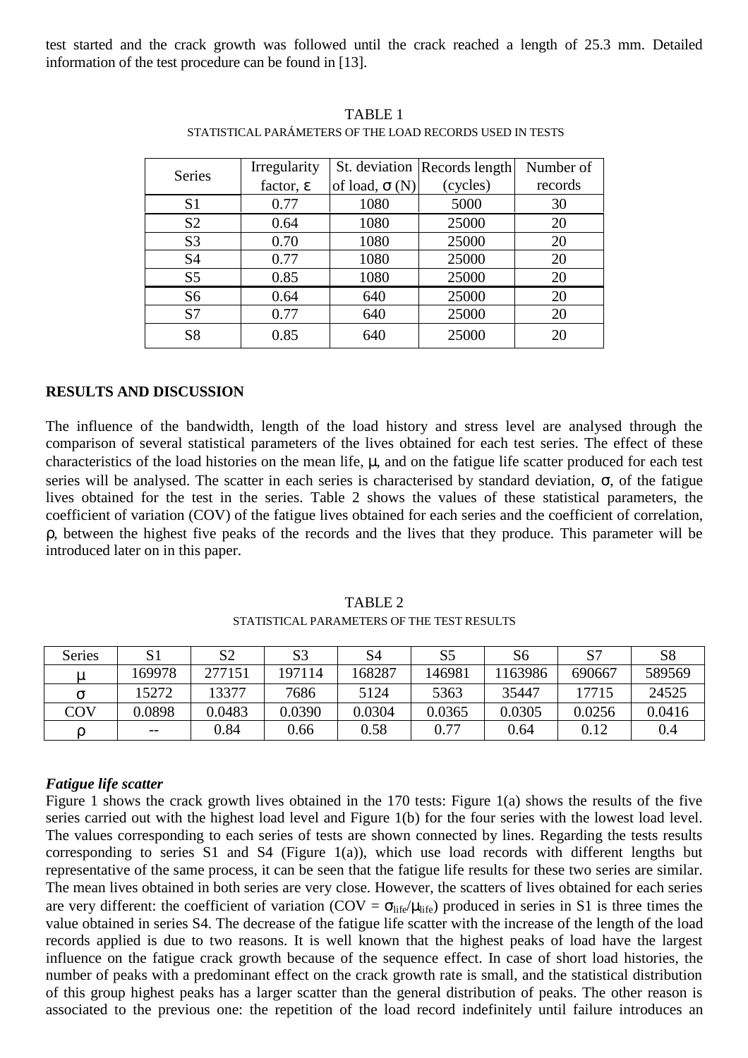test started and the crack growth was followed until the crack reached a length of 25.3 mm. Detailed information of the test procedure can be found in [13].

TABLE 1
STATISTICAL PARÁMETERS OF THE LOAD RECORDS USED IN TESTS

| Series | Irregularity factor, $\varepsilon$ | St. deviation of load, $\sigma$ (N) | Records length (cycles) | Number of records |
|---|---|---|---|---|
| S1 | 0.77 | 1080 | 5000 | 30 |
| S2 | 0.64 | 1080 | 25000 | 20 |
| S3 | 0.70 | 1080 | 25000 | 20 |
| S4 | 0.77 | 1080 | 25000 | 20 |
| S5 | 0.85 | 1080 | 25000 | 20 |
| S6 | 0.64 | 640 | 25000 | 20 |
| S7 | 0.77 | 640 | 25000 | 20 |
| S8 | 0.85 | 640 | 25000 | 20 |

**RESULTS AND DISCUSSION**

The influence of the bandwidth, length of the load history and stress level are analysed through the comparison of several statistical parameters of the lives obtained for each test series. The effect of these characteristics of the load histories on the mean life, $\mu$, and on the fatigue life scatter produced for each test series will be analysed. The scatter in each series is characterised by standard deviation, $\sigma$, of the fatigue lives obtained for the test in the series. Table 2 shows the values of these statistical parameters, the coefficient of variation (COV) of the fatigue lives obtained for each series and the coefficient of correlation, $\rho$, between the highest five peaks of the records and the lives that they produce. This parameter will be introduced later on in this paper.

TABLE 2
STATISTICAL PARAMETERS OF THE TEST RESULTS

| Series | S1 | S2 | S3 | S4 | S5 | S6 | S7 | S8 |
|---|---|---|---|---|---|---|---|---|
| $\mu$ | 169978 | 277151 | 197114 | 168287 | 146981 | 1163986 | 690667 | 589569 |
| $\sigma$ | 15272 | 13377 | 7686 | 5124 | 5363 | 35447 | 17715 | 24525 |
| COV | 0.0898 | 0.0483 | 0.0390 | 0.0304 | 0.0365 | 0.0305 | 0.0256 | 0.0416 |
| $\rho$ | -- | 0.84 | 0.66 | 0.58 | 0.77 | 0.64 | 0.12 | 0.4 |

***Fatigue life scatter***

Figure 1 shows the crack growth lives obtained in the 170 tests: Figure 1(a) shows the results of the five series carried out with the highest load level and Figure 1(b) for the four series with the lowest load level. The values corresponding to each series of tests are shown connected by lines. Regarding the tests results corresponding to series S1 and S4 (Figure 1(a)), which use load records with different lengths but representative of the same process, it can be seen that the fatigue life results for these two series are similar. The mean lives obtained in both series are very close. However, the scatters of lives obtained for each series are very different: the coefficient of variation (COV = $\sigma_{life}/\mu_{life}$) produced in series in S1 is three times the value obtained in series S4. The decrease of the fatigue life scatter with the increase of the length of the load records applied is due to two reasons. It is well known that the highest peaks of load have the largest influence on the fatigue crack growth because of the sequence effect. In case of short load histories, the number of peaks with a predominant effect on the crack growth rate is small, and the statistical distribution of this group highest peaks has a larger scatter than the general distribution of peaks. The other reason is associated to the previous one: the repetition of the load record indefinitely until failure introduces an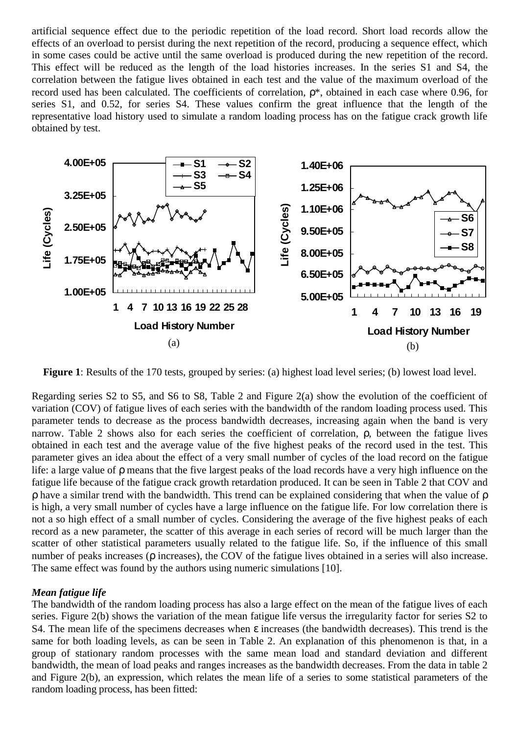artificial sequence effect due to the periodic repetition of the load record. Short load records allow the effects of an overload to persist during the next repetition of the record, producing a sequence effect, which in some cases could be active until the same overload is produced during the new repetition of the record. This effect will be reduced as the length of the load histories increases. In the series S1 and S4, the correlation between the fatigue lives obtained in each test and the value of the maximum overload of the record used has been calculated. The coefficients of correlation, $\rho^*$, obtained in each case where 0.96, for series S1, and 0.52, for series S4. These values confirm the great influence that the length of the representative load history used to simulate a random loading process has on the fatigue crack growth life obtained by test.

**Figure 1**: Results of the 170 tests, grouped by series: (a) highest load level series; (b) lowest load level.

Regarding series S2 to S5, and S6 to S8, Table 2 and Figure 2(a) show the evolution of the coefficient of variation (COV) of fatigue lives of each series with the bandwidth of the random loading process used. This parameter tends to decrease as the process bandwidth decreases, increasing again when the band is very narrow. Table 2 shows also for each series the coefficient of correlation, $\rho$, between the fatigue lives obtained in each test and the average value of the five highest peaks of the record used in the test. This parameter gives an idea about the effect of a very small number of cycles of the load record on the fatigue life: a large value of $\rho$ means that the five largest peaks of the load records have a very high influence on the fatigue life because of the fatigue crack growth retardation produced. It can be seen in Table 2 that COV and $\rho$ have a similar trend with the bandwidth. This trend can be explained considering that when the value of $\rho$ is high, a very small number of cycles have a large influence on the fatigue life. For low correlation there is not a so high effect of a small number of cycles. Considering the average of the five highest peaks of each record as a new parameter, the scatter of this average in each series of record will be much larger than the scatter of other statistical parameters usually related to the fatigue life. So, if the influence of this small number of peaks increases ($\rho$ increases), the COV of the fatigue lives obtained in a series will also increase. The same effect was found by the authors using numeric simulations [10].

### *Mean fatigue life*

The bandwidth of the random loading process has also a large effect on the mean of the fatigue lives of each series. Figure 2(b) shows the variation of the mean fatigue life versus the irregularity factor for series S2 to S4. The mean life of the specimens decreases when $\varepsilon$ increases (the bandwidth decreases). This trend is the same for both loading levels, as can be seen in Table 2. An explanation of this phenomenon is that, in a group of stationary random processes with the same mean load and standard deviation and different bandwidth, the mean of load peaks and ranges increases as the bandwidth decreases. From the data in table 2 and Figure 2(b), an expression, which relates the mean life of a series to some statistical parameters of the random loading process, has been fitted: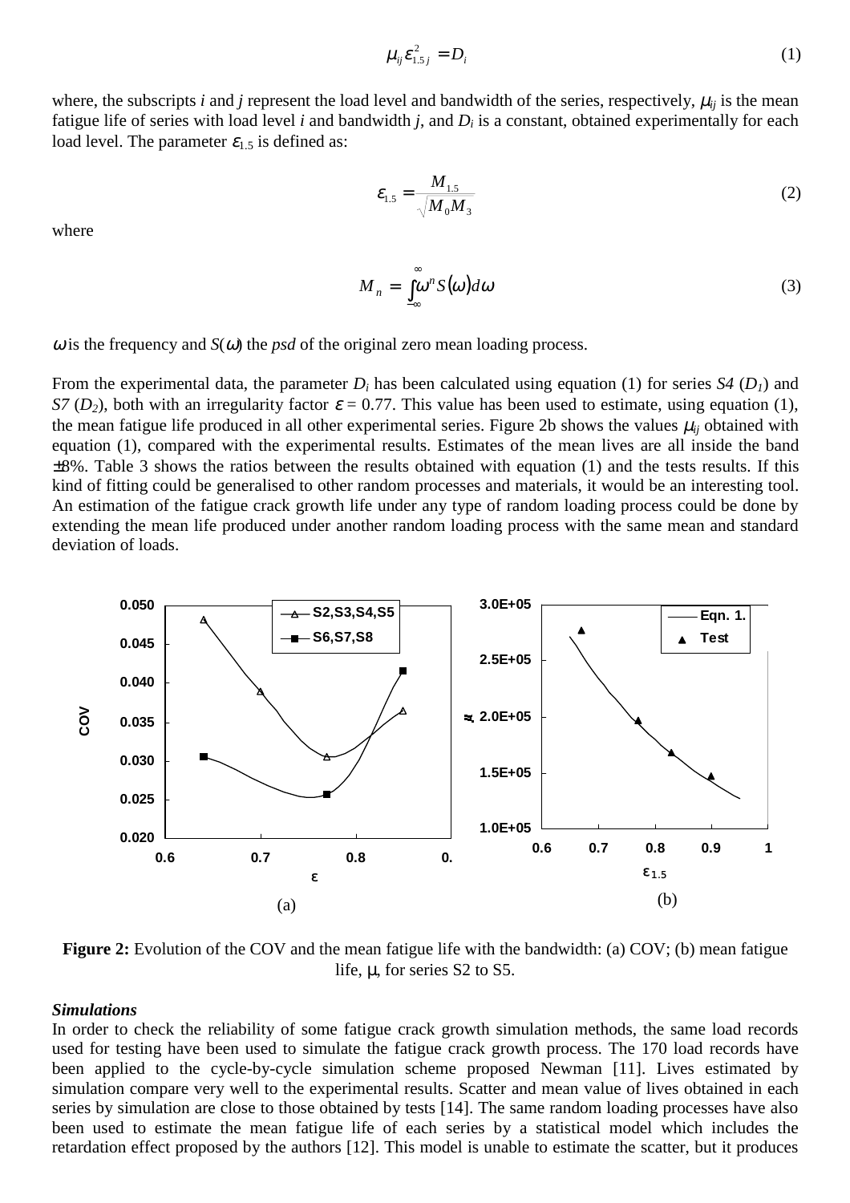$$\mu_{ij}\varepsilon_{1.5j}^2 = D_i \tag{1}$$

where, the subscripts *i* and *j* represent the load level and bandwidth of the series, respectively, $\mu_{ij}$ is the mean fatigue life of series with load level *i* and bandwidth *j*, and $D_i$ is a constant, obtained experimentally for each load level. The parameter $\varepsilon_{1.5}$ is defined as:

$$\varepsilon_{1.5} = \frac{M_{1.5}}{\sqrt{M_0 M_3}} \tag{2}$$

where

$$M_n = \int_{-\infty}^{\infty} \omega^n S(\omega) d\omega \tag{3}$$

$\omega$ is the frequency and $S(\omega)$ the *psd* of the original zero mean loading process.

From the experimental data, the parameter $D_i$ has been calculated using equation (1) for series *S4* ($D_1$) and *S7* ($D_2$), both with an irregularity factor $\varepsilon = 0.77$. This value has been used to estimate, using equation (1), the mean fatigue life produced in all other experimental series. Figure 2b shows the values $\mu_{ij}$ obtained with equation (1), compared with the experimental results. Estimates of the mean lives are all inside the band ±8%. Table 3 shows the ratios between the results obtained with equation (1) and the tests results. If this kind of fitting could be generalised to other random processes and materials, it would be an interesting tool. An estimation of the fatigue crack growth life under any type of random loading process could be done by extending the mean life produced under another random loading process with the same mean and standard deviation of loads.

**Figure 2:** Evolution of the COV and the mean fatigue life with the bandwidth: (a) COV; (b) mean fatigue life, μ, for series S2 to S5.

### *Simulations*

In order to check the reliability of some fatigue crack growth simulation methods, the same load records used for testing have been used to simulate the fatigue crack growth process. The 170 load records have been applied to the cycle-by-cycle simulation scheme proposed Newman [11]. Lives estimated by simulation compare very well to the experimental results. Scatter and mean value of lives obtained in each series by simulation are close to those obtained by tests [14]. The same random loading processes have also been used to estimate the mean fatigue life of each series by a statistical model which includes the retardation effect proposed by the authors [12]. This model is unable to estimate the scatter, but it produces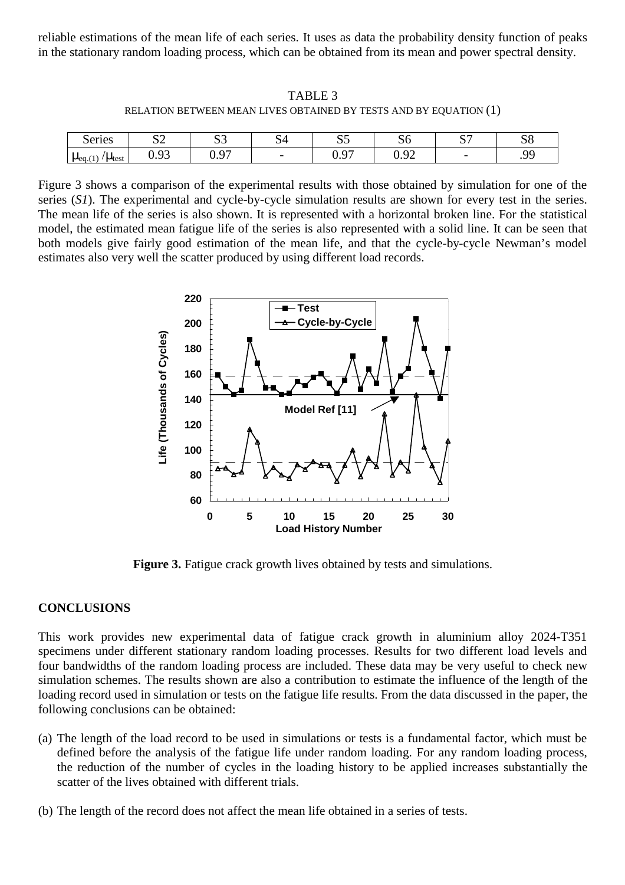reliable estimations of the mean life of each series. It uses as data the probability density function of peaks in the stationary random loading process, which can be obtained from its mean and power spectral density.

TABLE 3
RELATION BETWEEN MEAN LIVES OBTAINED BY TESTS AND BY EQUATION (1)

| Series | S2 | S3 | S4 | S5 | S6 | S7 | S8 |
|---|---|---|---|---|---|---|---|
| $\mu_{eq.(1)}/\mu_{test}$ | 0.93 | 0.97 | - | 0.97 | 0.92 | - | .99 |

Figure 3 shows a comparison of the experimental results with those obtained by simulation for one of the series (*S1*). The experimental and cycle-by-cycle simulation results are shown for every test in the series. The mean life of the series is also shown. It is represented with a horizontal broken line. For the statistical model, the estimated mean fatigue life of the series is also represented with a solid line. It can be seen that both models give fairly good estimation of the mean life, and that the cycle-by-cycle Newman's model estimates also very well the scatter produced by using different load records.

**Figure 3.** Fatigue crack growth lives obtained by tests and simulations.

## CONCLUSIONS

This work provides new experimental data of fatigue crack growth in aluminium alloy 2024-T351 specimens under different stationary random loading processes. Results for two different load levels and four bandwidths of the random loading process are included. These data may be very useful to check new simulation schemes. The results shown are also a contribution to estimate the influence of the length of the loading record used in simulation or tests on the fatigue life results. From the data discussed in the paper, the following conclusions can be obtained:

(a) The length of the load record to be used in simulations or tests is a fundamental factor, which must be defined before the analysis of the fatigue life under random loading. For any random loading process, the reduction of the number of cycles in the loading history to be applied increases substantially the scatter of the lives obtained with different trials.

(b) The length of the record does not affect the mean life obtained in a series of tests.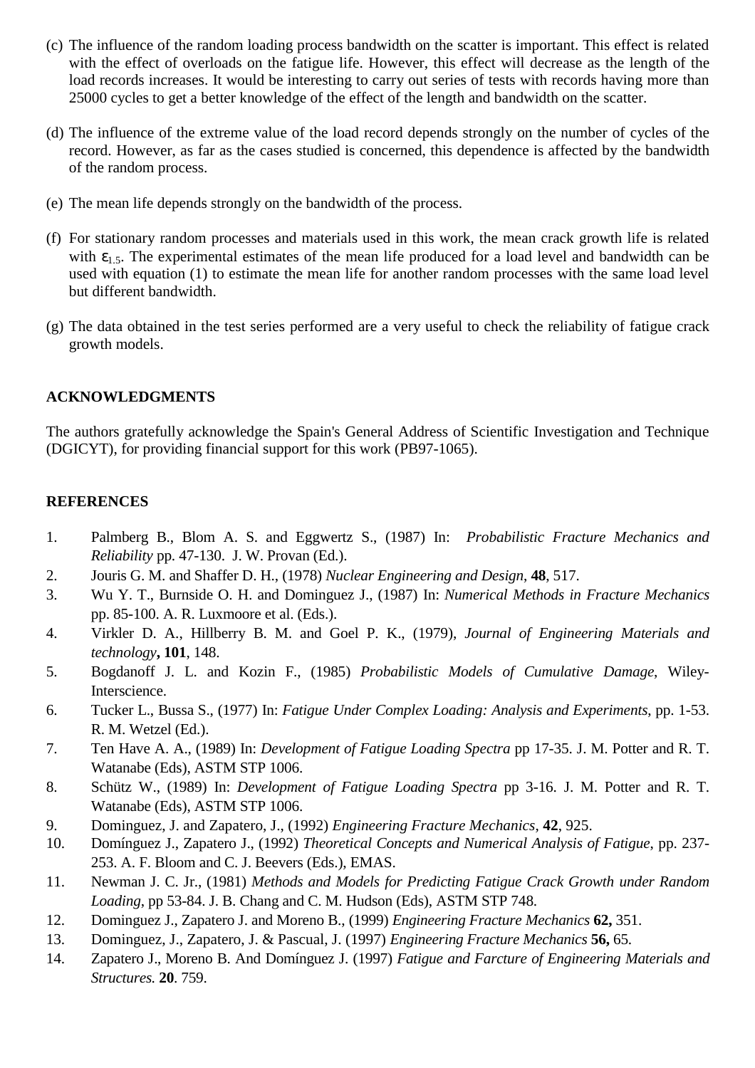(c) The influence of the random loading process bandwidth on the scatter is important. This effect is related with the effect of overloads on the fatigue life. However, this effect will decrease as the length of the load records increases. It would be interesting to carry out series of tests with records having more than 25000 cycles to get a better knowledge of the effect of the length and bandwidth on the scatter.

(d) The influence of the extreme value of the load record depends strongly on the number of cycles of the record. However, as far as the cases studied is concerned, this dependence is affected by the bandwidth of the random process.

(e) The mean life depends strongly on the bandwidth of the process.

(f) For stationary random processes and materials used in this work, the mean crack growth life is related with $\varepsilon_{1.5}$. The experimental estimates of the mean life produced for a load level and bandwidth can be used with equation (1) to estimate the mean life for another random processes with the same load level but different bandwidth.

(g) The data obtained in the test series performed are a very useful to check the reliability of fatigue crack growth models.

## ACKNOWLEDGMENTS

The authors gratefully acknowledge the Spain's General Address of Scientific Investigation and Technique (DGICYT), for providing financial support for this work (PB97-1065).

## REFERENCES

1. Palmberg B., Blom A. S. and Eggwertz S., (1987) In: *Probabilistic Fracture Mechanics and Reliability* pp. 47-130. J. W. Provan (Ed.).
2. Jouris G. M. and Shaffer D. H., (1978) *Nuclear Engineering and Design*, **48**, 517.
3. Wu Y. T., Burnside O. H. and Dominguez J., (1987) In: *Numerical Methods in Fracture Mechanics* pp. 85-100. A. R. Luxmoore et al. (Eds.).
4. Virkler D. A., Hillberry B. M. and Goel P. K., (1979), *Journal of Engineering Materials and technology*, **101**, 148.
5. Bogdanoff J. L. and Kozin F., (1985) *Probabilistic Models of Cumulative Damage*, Wiley-Interscience.
6. Tucker L., Bussa S., (1977) In: *Fatigue Under Complex Loading: Analysis and Experiments*, pp. 1-53. R. M. Wetzel (Ed.).
7. Ten Have A. A., (1989) In: *Development of Fatigue Loading Spectra* pp 17-35. J. M. Potter and R. T. Watanabe (Eds), ASTM STP 1006.
8. Schütz W., (1989) In: *Development of Fatigue Loading Spectra* pp 3-16. J. M. Potter and R. T. Watanabe (Eds), ASTM STP 1006.
9. Dominguez, J. and Zapatero, J., (1992) *Engineering Fracture Mechanics*, **42**, 925.
10. Domínguez J., Zapatero J., (1992) *Theoretical Concepts and Numerical Analysis of Fatigue*, pp. 237-253. A. F. Bloom and C. J. Beevers (Eds.), EMAS.
11. Newman J. C. Jr., (1981) *Methods and Models for Predicting Fatigue Crack Growth under Random Loading*, pp 53-84. J. B. Chang and C. M. Hudson (Eds), ASTM STP 748.
12. Dominguez J., Zapatero J. and Moreno B., (1999) *Engineering Fracture Mechanics* **62,** 351.
13. Dominguez, J., Zapatero, J. & Pascual, J. (1997) *Engineering Fracture Mechanics* **56,** 65.
14. Zapatero J., Moreno B. And Domínguez J. (1997) *Fatigue and Farcture of Engineering Materials and Structures.* **20**. 759.